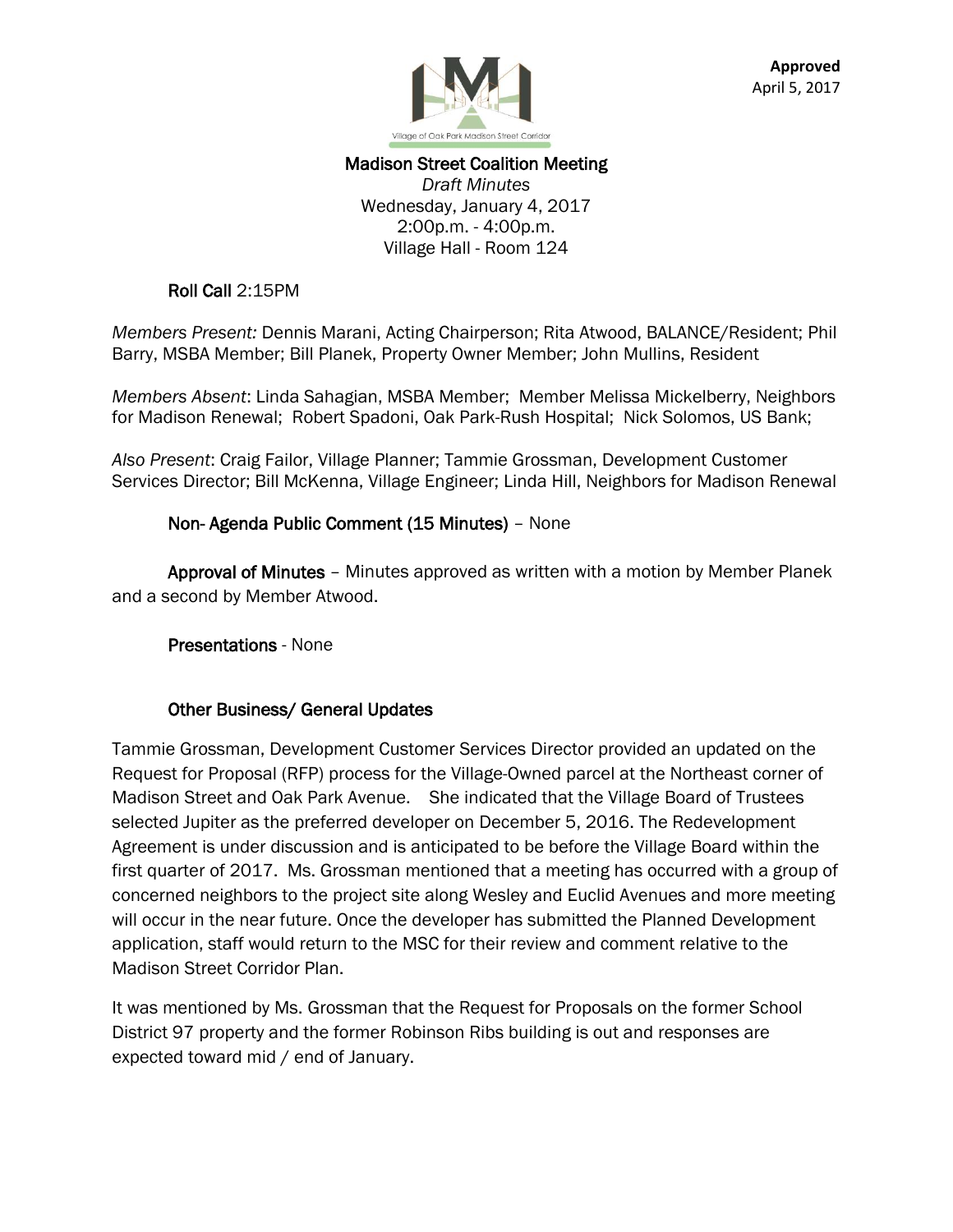**Approved**
April 5, 2017

Village of Oak Park Madison Street Corridor

# Madison Street Coalition Meeting

*Draft Minutes*
Wednesday, January 4, 2017
2:00p.m. - 4:00p.m.
Village Hall - Room 124

**Roll Call** 2:15PM

*Members Present:* Dennis Marani, Acting Chairperson; Rita Atwood, BALANCE/Resident; Phil Barry, MSBA Member; Bill Planek, Property Owner Member; John Mullins, Resident

*Members Absent*: Linda Sahagian, MSBA Member; Member Melissa Mickelberry, Neighbors for Madison Renewal; Robert Spadoni, Oak Park-Rush Hospital; Nick Solomos, US Bank;

*Also Present*: Craig Failor, Village Planner; Tammie Grossman, Development Customer Services Director; Bill McKenna, Village Engineer; Linda Hill, Neighbors for Madison Renewal

**Non- Agenda Public Comment (15 Minutes)** – None

**Approval of Minutes** – Minutes approved as written with a motion by Member Planek and a second by Member Atwood.

**Presentations** - None

**Other Business/ General Updates**

Tammie Grossman, Development Customer Services Director provided an updated on the Request for Proposal (RFP) process for the Village-Owned parcel at the Northeast corner of Madison Street and Oak Park Avenue. She indicated that the Village Board of Trustees selected Jupiter as the preferred developer on December 5, 2016. The Redevelopment Agreement is under discussion and is anticipated to be before the Village Board within the first quarter of 2017. Ms. Grossman mentioned that a meeting has occurred with a group of concerned neighbors to the project site along Wesley and Euclid Avenues and more meeting will occur in the near future. Once the developer has submitted the Planned Development application, staff would return to the MSC for their review and comment relative to the Madison Street Corridor Plan.

It was mentioned by Ms. Grossman that the Request for Proposals on the former School District 97 property and the former Robinson Ribs building is out and responses are expected toward mid / end of January.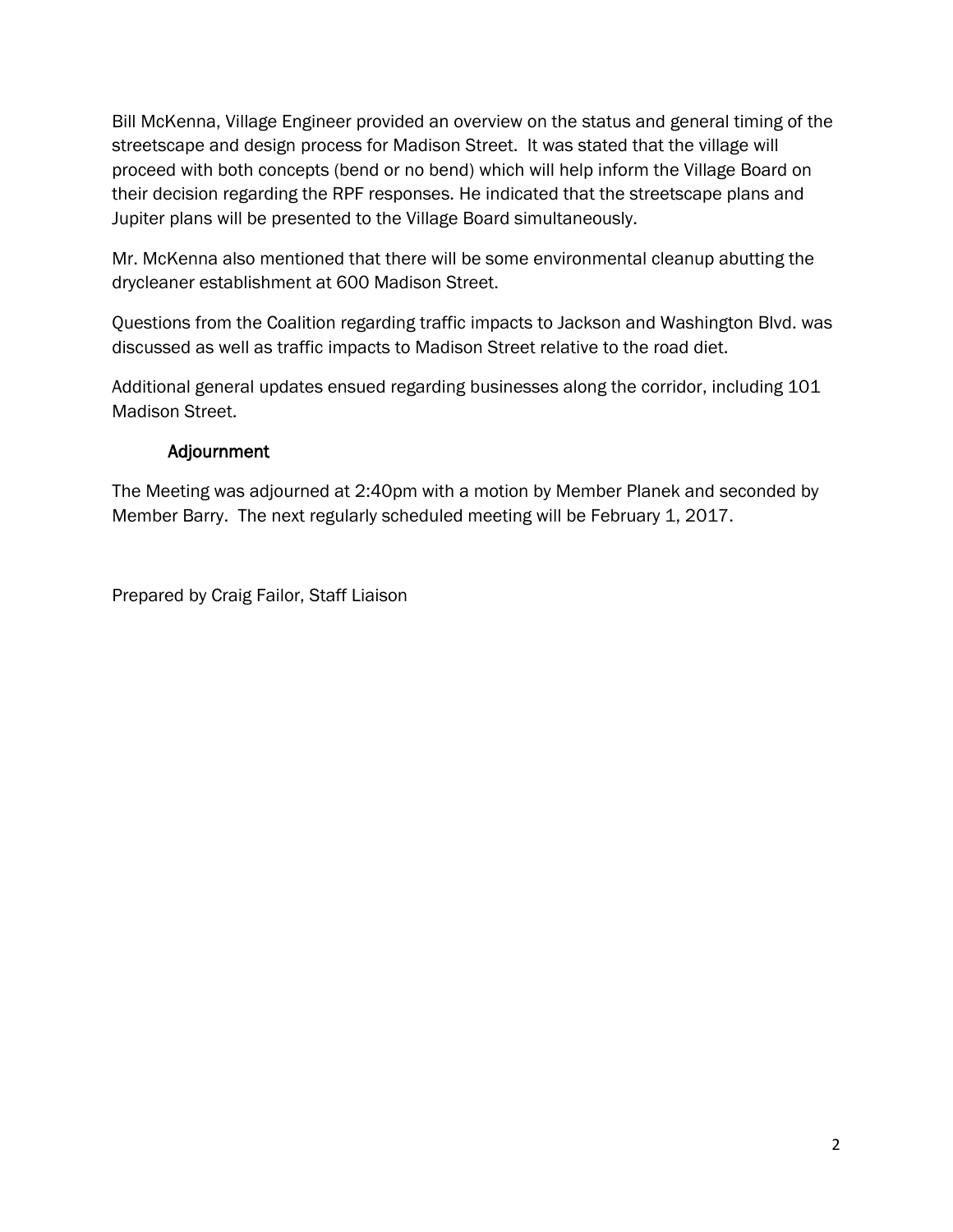Bill McKenna, Village Engineer provided an overview on the status and general timing of the streetscape and design process for Madison Street. It was stated that the village will proceed with both concepts (bend or no bend) which will help inform the Village Board on their decision regarding the RPF responses. He indicated that the streetscape plans and Jupiter plans will be presented to the Village Board simultaneously.

Mr. McKenna also mentioned that there will be some environmental cleanup abutting the drycleaner establishment at 600 Madison Street.

Questions from the Coalition regarding traffic impacts to Jackson and Washington Blvd. was discussed as well as traffic impacts to Madison Street relative to the road diet.

Additional general updates ensued regarding businesses along the corridor, including 101 Madison Street.

## Adjournment

The Meeting was adjourned at 2:40pm with a motion by Member Planek and seconded by Member Barry. The next regularly scheduled meeting will be February 1, 2017.

Prepared by Craig Failor, Staff Liaison